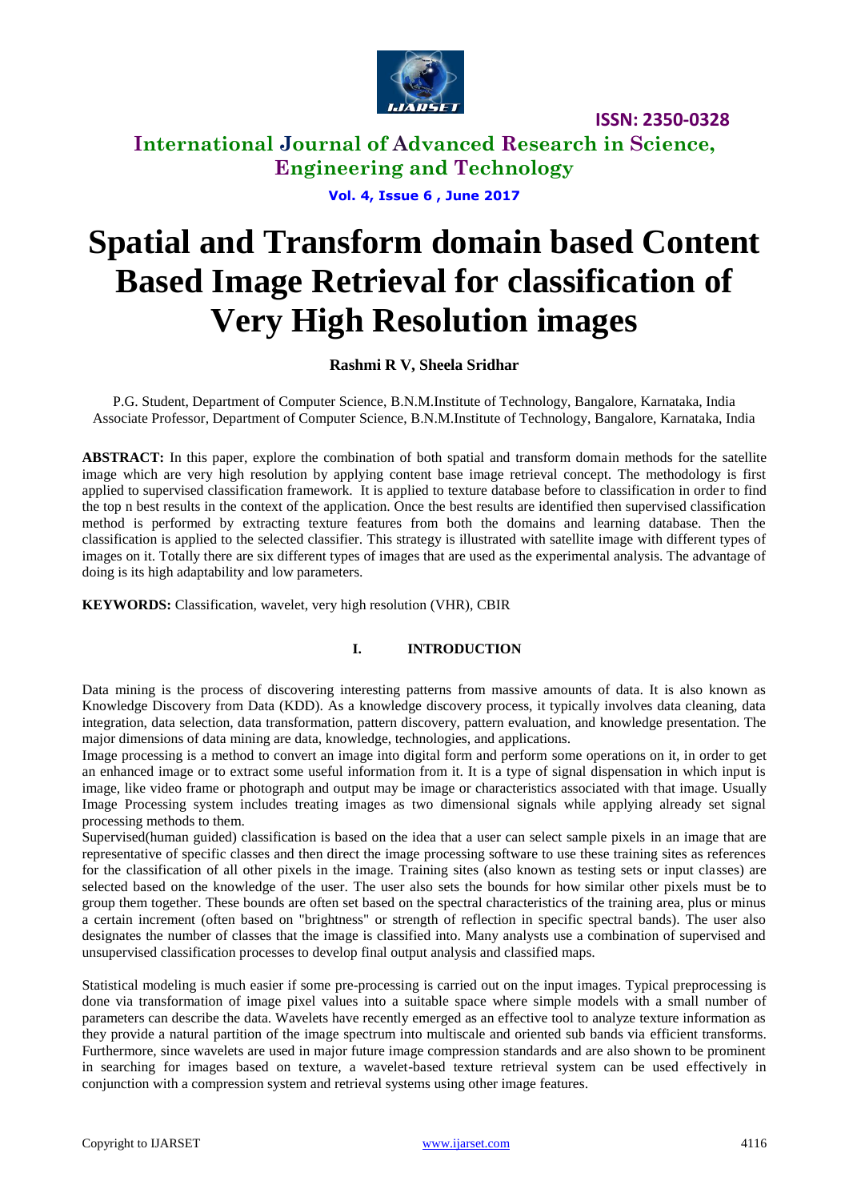# Spatial and Transform domain based Content Based Image Retrieval for classification of Very High Resolution images

**Rashmi R V, Sheela Sridhar**

P.G. Student, Department of Computer Science, B.N.M.Institute of Technology, Bangalore, Karnataka, India
Associate Professor, Department of Computer Science, B.N.M.Institute of Technology, Bangalore, Karnataka, India

**ABSTRACT:** In this paper, explore the combination of both spatial and transform domain methods for the satellite image which are very high resolution by applying content base image retrieval concept. The methodology is first applied to supervised classification framework. It is applied to texture database before to classification in order to find the top n best results in the context of the application. Once the best results are identified then supervised classification method is performed by extracting texture features from both the domains and learning database. Then the classification is applied to the selected classifier. This strategy is illustrated with satellite image with different types of images on it. Totally there are six different types of images that are used as the experimental analysis. The advantage of doing is its high adaptability and low parameters.

**KEYWORDS:** Classification, wavelet, very high resolution (VHR), CBIR

## I. INTRODUCTION

Data mining is the process of discovering interesting patterns from massive amounts of data. It is also known as Knowledge Discovery from Data (KDD). As a knowledge discovery process, it typically involves data cleaning, data integration, data selection, data transformation, pattern discovery, pattern evaluation, and knowledge presentation. The major dimensions of data mining are data, knowledge, technologies, and applications.

Image processing is a method to convert an image into digital form and perform some operations on it, in order to get an enhanced image or to extract some useful information from it. It is a type of signal dispensation in which input is image, like video frame or photograph and output may be image or characteristics associated with that image. Usually Image Processing system includes treating images as two dimensional signals while applying already set signal processing methods to them.

Supervised(human guided) classification is based on the idea that a user can select sample pixels in an image that are representative of specific classes and then direct the image processing software to use these training sites as references for the classification of all other pixels in the image. Training sites (also known as testing sets or input classes) are selected based on the knowledge of the user. The user also sets the bounds for how similar other pixels must be to group them together. These bounds are often set based on the spectral characteristics of the training area, plus or minus a certain increment (often based on "brightness" or strength of reflection in specific spectral bands). The user also designates the number of classes that the image is classified into. Many analysts use a combination of supervised and unsupervised classification processes to develop final output analysis and classified maps.

Statistical modeling is much easier if some pre-processing is carried out on the input images. Typical preprocessing is done via transformation of image pixel values into a suitable space where simple models with a small number of parameters can describe the data. Wavelets have recently emerged as an effective tool to analyze texture information as they provide a natural partition of the image spectrum into multiscale and oriented sub bands via efficient transforms. Furthermore, since wavelets are used in major future image compression standards and are also shown to be prominent in searching for images based on texture, a wavelet-based texture retrieval system can be used effectively in conjunction with a compression system and retrieval systems using other image features.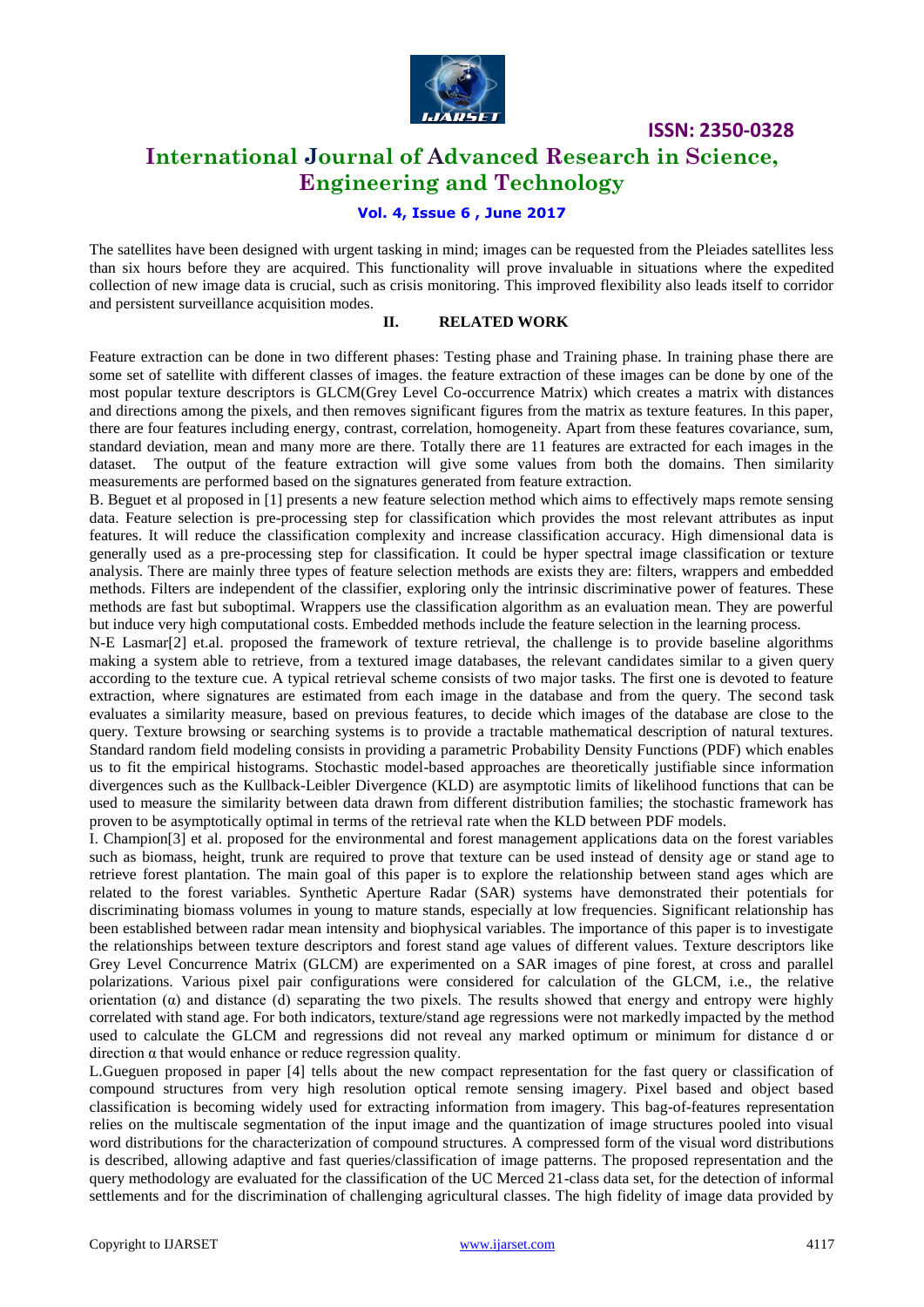The satellites have been designed with urgent tasking in mind; images can be requested from the Pleiades satellites less than six hours before they are acquired. This functionality will prove invaluable in situations where the expedited collection of new image data is crucial, such as crisis monitoring. This improved flexibility also leads itself to corridor and persistent surveillance acquisition modes.

## II. RELATED WORK

Feature extraction can be done in two different phases: Testing phase and Training phase. In training phase there are some set of satellite with different classes of images. the feature extraction of these images can be done by one of the most popular texture descriptors is GLCM(Grey Level Co-occurrence Matrix) which creates a matrix with distances and directions among the pixels, and then removes significant figures from the matrix as texture features. In this paper, there are four features including energy, contrast, correlation, homogeneity. Apart from these features covariance, sum, standard deviation, mean and many more are there. Totally there are 11 features are extracted for each images in the dataset. The output of the feature extraction will give some values from both the domains. Then similarity measurements are performed based on the signatures generated from feature extraction.

B. Beguet et al proposed in [1] presents a new feature selection method which aims to effectively maps remote sensing data. Feature selection is pre-processing step for classification which provides the most relevant attributes as input features. It will reduce the classification complexity and increase classification accuracy. High dimensional data is generally used as a pre-processing step for classification. It could be hyper spectral image classification or texture analysis. There are mainly three types of feature selection methods are exists they are: filters, wrappers and embedded methods. Filters are independent of the classifier, exploring only the intrinsic discriminative power of features. These methods are fast but suboptimal. Wrappers use the classification algorithm as an evaluation mean. They are powerful but induce very high computational costs. Embedded methods include the feature selection in the learning process.

N-E Lasmar[2] et.al. proposed the framework of texture retrieval, the challenge is to provide baseline algorithms making a system able to retrieve, from a textured image databases, the relevant candidates similar to a given query according to the texture cue. A typical retrieval scheme consists of two major tasks. The first one is devoted to feature extraction, where signatures are estimated from each image in the database and from the query. The second task evaluates a similarity measure, based on previous features, to decide which images of the database are close to the query. Texture browsing or searching systems is to provide a tractable mathematical description of natural textures. Standard random field modeling consists in providing a parametric Probability Density Functions (PDF) which enables us to fit the empirical histograms. Stochastic model-based approaches are theoretically justifiable since information divergences such as the Kullback-Leibler Divergence (KLD) are asymptotic limits of likelihood functions that can be used to measure the similarity between data drawn from different distribution families; the stochastic framework has proven to be asymptotically optimal in terms of the retrieval rate when the KLD between PDF models.

I. Champion[3] et al. proposed for the environmental and forest management applications data on the forest variables such as biomass, height, trunk are required to prove that texture can be used instead of density age or stand age to retrieve forest plantation. The main goal of this paper is to explore the relationship between stand ages which are related to the forest variables. Synthetic Aperture Radar (SAR) systems have demonstrated their potentials for discriminating biomass volumes in young to mature stands, especially at low frequencies. Significant relationship has been established between radar mean intensity and biophysical variables. The importance of this paper is to investigate the relationships between texture descriptors and forest stand age values of different values. Texture descriptors like Grey Level Concurrence Matrix (GLCM) are experimented on a SAR images of pine forest, at cross and parallel polarizations. Various pixel pair configurations were considered for calculation of the GLCM, i.e., the relative orientation ($\alpha$) and distance (d) separating the two pixels. The results showed that energy and entropy were highly correlated with stand age. For both indicators, texture/stand age regressions were not markedly impacted by the method used to calculate the GLCM and regressions did not reveal any marked optimum or minimum for distance d or direction $\alpha$ that would enhance or reduce regression quality.

L.Gueguen proposed in paper [4] tells about the new compact representation for the fast query or classification of compound structures from very high resolution optical remote sensing imagery. Pixel based and object based classification is becoming widely used for extracting information from imagery. This bag-of-features representation relies on the multiscale segmentation of the input image and the quantization of image structures pooled into visual word distributions for the characterization of compound structures. A compressed form of the visual word distributions is described, allowing adaptive and fast queries/classification of image patterns. The proposed representation and the query methodology are evaluated for the classification of the UC Merced 21-class data set, for the detection of informal settlements and for the discrimination of challenging agricultural classes. The high fidelity of image data provided by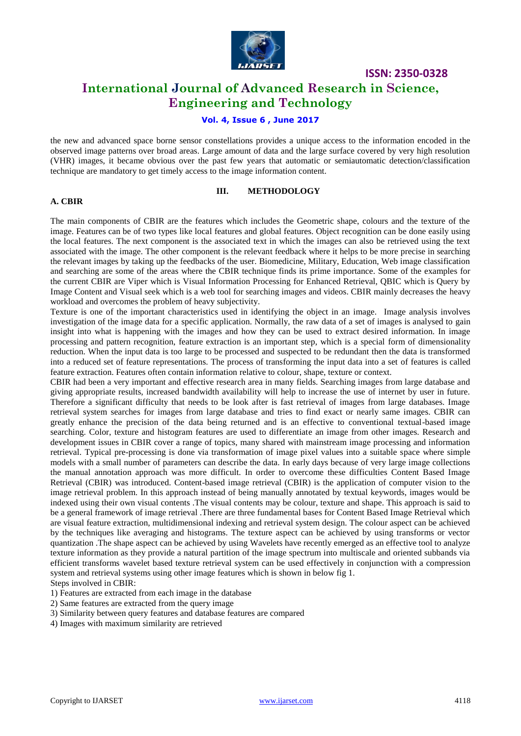the new and advanced space borne sensor constellations provides a unique access to the information encoded in the observed image patterns over broad areas. Large amount of data and the large surface covered by very high resolution (VHR) images, it became obvious over the past few years that automatic or semiautomatic detection/classification technique are mandatory to get timely access to the image information content.

## III. METHODOLOGY

### A. CBIR

The main components of CBIR are the features which includes the Geometric shape, colours and the texture of the image. Features can be of two types like local features and global features. Object recognition can be done easily using the local features. The next component is the associated text in which the images can also be retrieved using the text associated with the image. The other component is the relevant feedback where it helps to be more precise in searching the relevant images by taking up the feedbacks of the user. Biomedicine, Military, Education, Web image classification and searching are some of the areas where the CBIR technique finds its prime importance. Some of the examples for the current CBIR are Viper which is Visual Information Processing for Enhanced Retrieval, QBIC which is Query by Image Content and Visual seek which is a web tool for searching images and videos. CBIR mainly decreases the heavy workload and overcomes the problem of heavy subjectivity.

Texture is one of the important characteristics used in identifying the object in an image. Image analysis involves investigation of the image data for a specific application. Normally, the raw data of a set of images is analysed to gain insight into what is happening with the images and how they can be used to extract desired information. In image processing and pattern recognition, feature extraction is an important step, which is a special form of dimensionality reduction. When the input data is too large to be processed and suspected to be redundant then the data is transformed into a reduced set of feature representations. The process of transforming the input data into a set of features is called feature extraction. Features often contain information relative to colour, shape, texture or context.

CBIR had been a very important and effective research area in many fields. Searching images from large database and giving appropriate results, increased bandwidth availability will help to increase the use of internet by user in future. Therefore a significant difficulty that needs to be look after is fast retrieval of images from large databases. Image retrieval system searches for images from large database and tries to find exact or nearly same images. CBIR can greatly enhance the precision of the data being returned and is an effective to conventional textual-based image searching. Color, texture and histogram features are used to differentiate an image from other images. Research and development issues in CBIR cover a range of topics, many shared with mainstream image processing and information retrieval. Typical pre-processing is done via transformation of image pixel values into a suitable space where simple models with a small number of parameters can describe the data. In early days because of very large image collections the manual annotation approach was more difficult. In order to overcome these difficulties Content Based Image Retrieval (CBIR) was introduced. Content-based image retrieval (CBIR) is the application of computer vision to the image retrieval problem. In this approach instead of being manually annotated by textual keywords, images would be indexed using their own visual contents .The visual contents may be colour, texture and shape. This approach is said to be a general framework of image retrieval .There are three fundamental bases for Content Based Image Retrieval which are visual feature extraction, multidimensional indexing and retrieval system design. The colour aspect can be achieved by the techniques like averaging and histograms. The texture aspect can be achieved by using transforms or vector quantization .The shape aspect can be achieved by using Wavelets have recently emerged as an effective tool to analyze texture information as they provide a natural partition of the image spectrum into multiscale and oriented subbands via efficient transforms wavelet based texture retrieval system can be used effectively in conjunction with a compression system and retrieval systems using other image features which is shown in below fig 1.

Steps involved in CBIR:

1) Features are extracted from each image in the database
2) Same features are extracted from the query image
3) Similarity between query features and database features are compared
4) Images with maximum similarity are retrieved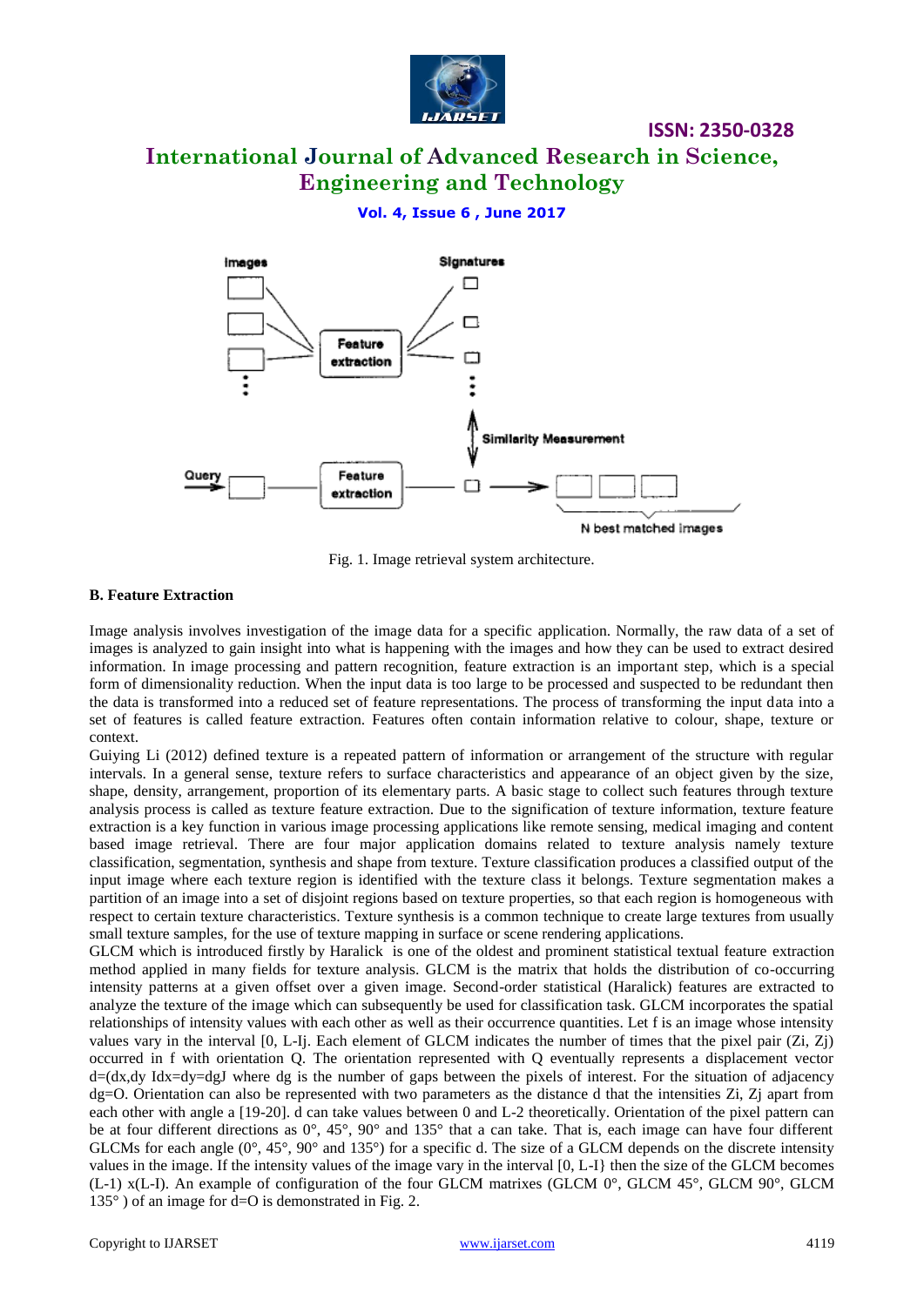Fig. 1. Image retrieval system architecture.

**B. Feature Extraction**

Image analysis involves investigation of the image data for a specific application. Normally, the raw data of a set of images is analyzed to gain insight into what is happening with the images and how they can be used to extract desired information. In image processing and pattern recognition, feature extraction is an important step, which is a special form of dimensionality reduction. When the input data is too large to be processed and suspected to be redundant then the data is transformed into a reduced set of feature representations. The process of transforming the input data into a set of features is called feature extraction. Features often contain information relative to colour, shape, texture or context.

Guiying Li (2012) defined texture is a repeated pattern of information or arrangement of the structure with regular intervals. In a general sense, texture refers to surface characteristics and appearance of an object given by the size, shape, density, arrangement, proportion of its elementary parts. A basic stage to collect such features through texture analysis process is called as texture feature extraction. Due to the signification of texture information, texture feature extraction is a key function in various image processing applications like remote sensing, medical imaging and content based image retrieval. There are four major application domains related to texture analysis namely texture classification, segmentation, synthesis and shape from texture. Texture classification produces a classified output of the input image where each texture region is identified with the texture class it belongs. Texture segmentation makes a partition of an image into a set of disjoint regions based on texture properties, so that each region is homogeneous with respect to certain texture characteristics. Texture synthesis is a common technique to create large textures from usually small texture samples, for the use of texture mapping in surface or scene rendering applications.

GLCM which is introduced firstly by Haralick is one of the oldest and prominent statistical textual feature extraction method applied in many fields for texture analysis. GLCM is the matrix that holds the distribution of co-occurring intensity patterns at a given offset over a given image. Second-order statistical (Haralick) features are extracted to analyze the texture of the image which can subsequently be used for classification task. GLCM incorporates the spatial relationships of intensity values with each other as well as their occurrence quantities. Let f is an image whose intensity values vary in the interval [0, L-Ij. Each element of GLCM indicates the number of times that the pixel pair (Zi, Zj) occurred in f with orientation Q. The orientation represented with Q eventually represents a displacement vector d=(dx,dy Idx=dy=dgJ where dg is the number of gaps between the pixels of interest. For the situation of adjacency dg=O. Orientation can also be represented with two parameters as the distance d that the intensities Zi, Zj apart from each other with angle a [19-20]. d can take values between 0 and L-2 theoretically. Orientation of the pixel pattern can be at four different directions as 0°, 45°, 90° and 135° that a can take. That is, each image can have four different GLCMs for each angle (0°, 45°, 90° and 135°) for a specific d. The size of a GLCM depends on the discrete intensity values in the image. If the intensity values of the image vary in the interval [0, L-I} then the size of the GLCM becomes (L-1) x(L-I). An example of configuration of the four GLCM matrixes (GLCM 0°, GLCM 45°, GLCM 90°, GLCM 135° ) of an image for d=O is demonstrated in Fig. 2.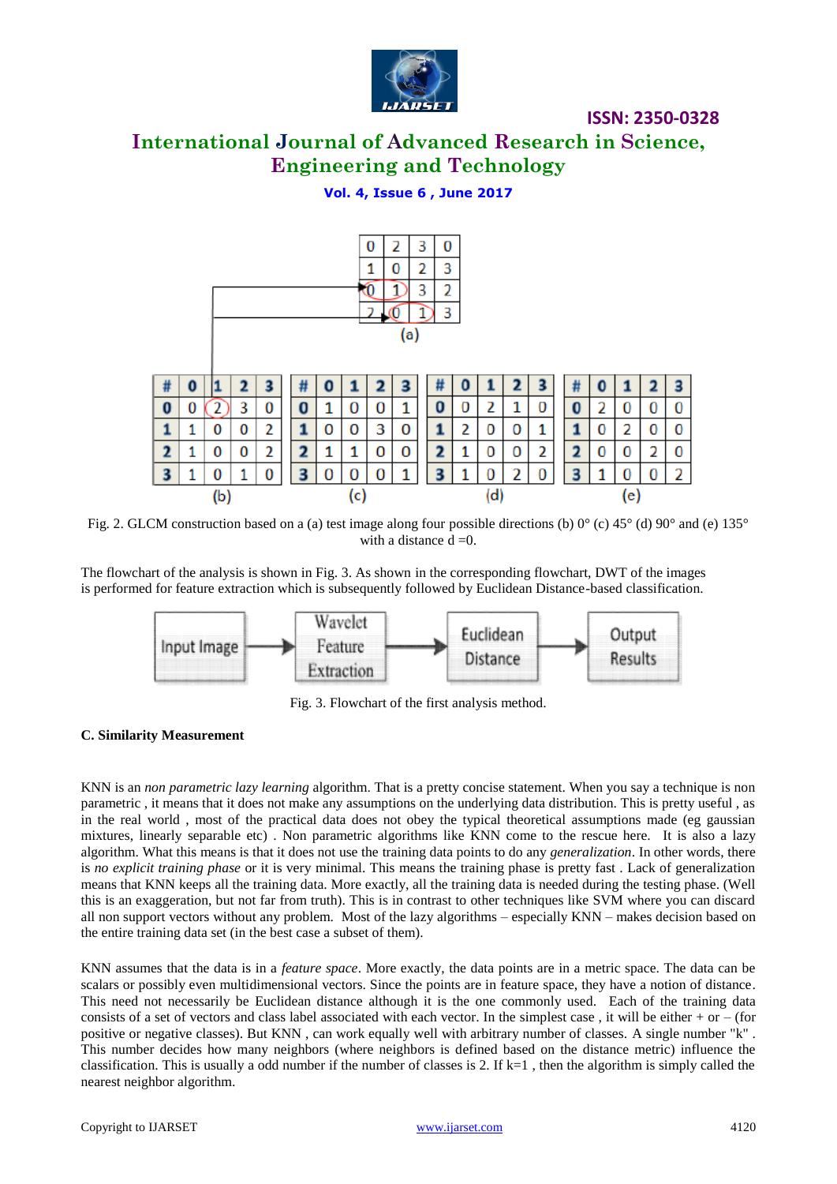| 0 | 2 | 3 | 0 |
|---|---|---|---|
| 1 | 0 | 2 | 3 |
| 0 | 1 | 3 | 2 |
| 2 | 0 | 1 | 3 |

(a)

| # | 0 | 1 | 2 | 3 |
|---|---|---|---|---|
| 0 | 0 | 2 | 3 | 0 |
| 1 | 1 | 0 | 0 | 2 |
| 2 | 1 | 0 | 0 | 2 |
| 3 | 1 | 0 | 1 | 0 |

(b)

| # | 0 | 1 | 2 | 3 |
|---|---|---|---|---|
| 0 | 1 | 0 | 0 | 1 |
| 1 | 0 | 0 | 3 | 0 |
| 2 | 1 | 1 | 0 | 0 |
| 3 | 0 | 0 | 0 | 1 |

(c)

| # | 0 | 1 | 2 | 3 |
|---|---|---|---|---|
| 0 | 0 | 2 | 1 | 0 |
| 1 | 2 | 0 | 0 | 1 |
| 2 | 1 | 0 | 0 | 2 |
| 3 | 1 | 0 | 2 | 0 |

(d)

| # | 0 | 1 | 2 | 3 |
|---|---|---|---|---|
| 0 | 2 | 0 | 0 | 0 |
| 1 | 0 | 2 | 0 | 0 |
| 2 | 0 | 0 | 2 | 0 |
| 3 | 1 | 0 | 0 | 2 |

(e)

Fig. 2. GLCM construction based on a (a) test image along four possible directions (b) 0° (c) 45° (d) 90° and (e) 135° with a distance d =0.

The flowchart of the analysis is shown in Fig. 3. As shown in the corresponding flowchart, DWT of the images is performed for feature extraction which is subsequently followed by Euclidean Distance-based classification.

Input Image → Wavelet Feature Extraction → Euclidean Distance → Output Results

Fig. 3. Flowchart of the first analysis method.

### C. Similarity Measurement

KNN is an *non parametric lazy learning* algorithm. That is a pretty concise statement. When you say a technique is non parametric , it means that it does not make any assumptions on the underlying data distribution. This is pretty useful , as in the real world , most of the practical data does not obey the typical theoretical assumptions made (eg gaussian mixtures, linearly separable etc) . Non parametric algorithms like KNN come to the rescue here. It is also a lazy algorithm. What this means is that it does not use the training data points to do any *generalization*. In other words, there is *no explicit training phase* or it is very minimal. This means the training phase is pretty fast . Lack of generalization means that KNN keeps all the training data. More exactly, all the training data is needed during the testing phase. (Well this is an exaggeration, but not far from truth). This is in contrast to other techniques like SVM where you can discard all non support vectors without any problem. Most of the lazy algorithms – especially KNN – makes decision based on the entire training data set (in the best case a subset of them).

KNN assumes that the data is in a *feature space*. More exactly, the data points are in a metric space. The data can be scalars or possibly even multidimensional vectors. Since the points are in feature space, they have a notion of distance. This need not necessarily be Euclidean distance although it is the one commonly used. Each of the training data consists of a set of vectors and class label associated with each vector. In the simplest case , it will be either + or – (for positive or negative classes). But KNN , can work equally well with arbitrary number of classes. A single number "k" . This number decides how many neighbors (where neighbors is defined based on the distance metric) influence the classification. This is usually a odd number if the number of classes is 2. If k=1 , then the algorithm is simply called the nearest neighbor algorithm.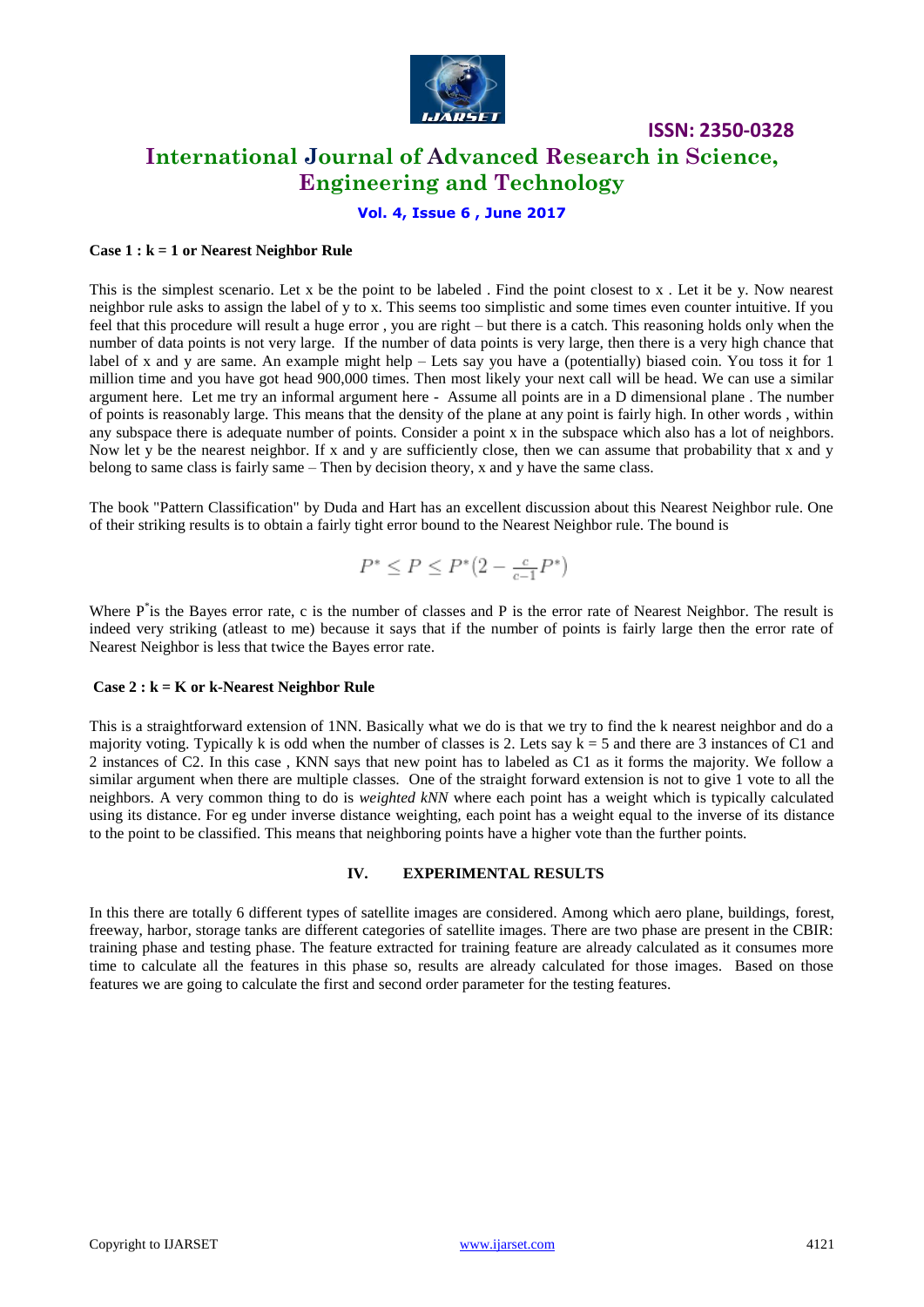**Case 1 : k = 1 or Nearest Neighbor Rule**

This is the simplest scenario. Let x be the point to be labeled . Find the point closest to x . Let it be y. Now nearest neighbor rule asks to assign the label of y to x. This seems too simplistic and some times even counter intuitive. If you feel that this procedure will result a huge error , you are right – but there is a catch. This reasoning holds only when the number of data points is not very large. If the number of data points is very large, then there is a very high chance that label of x and y are same. An example might help – Lets say you have a (potentially) biased coin. You toss it for 1 million time and you have got head 900,000 times. Then most likely your next call will be head. We can use a similar argument here. Let me try an informal argument here - Assume all points are in a D dimensional plane . The number of points is reasonably large. This means that the density of the plane at any point is fairly high. In other words , within any subspace there is adequate number of points. Consider a point x in the subspace which also has a lot of neighbors. Now let y be the nearest neighbor. If x and y are sufficiently close, then we can assume that probability that x and y belong to same class is fairly same – Then by decision theory, x and y have the same class.

The book "Pattern Classification" by Duda and Hart has an excellent discussion about this Nearest Neighbor rule. One of their striking results is to obtain a fairly tight error bound to the Nearest Neighbor rule. The bound is

$$P^* \leq P \leq P^*\left(2 - \frac{c}{c-1}P^*\right)$$

Where $P^*$ is the Bayes error rate, c is the number of classes and P is the error rate of Nearest Neighbor. The result is indeed very striking (atleast to me) because it says that if the number of points is fairly large then the error rate of Nearest Neighbor is less that twice the Bayes error rate.

**Case 2 : k = K or k-Nearest Neighbor Rule**

This is a straightforward extension of 1NN. Basically what we do is that we try to find the k nearest neighbor and do a majority voting. Typically k is odd when the number of classes is 2. Lets say k = 5 and there are 3 instances of C1 and 2 instances of C2. In this case , KNN says that new point has to labeled as C1 as it forms the majority. We follow a similar argument when there are multiple classes. One of the straight forward extension is not to give 1 vote to all the neighbors. A very common thing to do is *weighted kNN* where each point has a weight which is typically calculated using its distance. For eg under inverse distance weighting, each point has a weight equal to the inverse of its distance to the point to be classified. This means that neighboring points have a higher vote than the further points.

## IV. EXPERIMENTAL RESULTS

In this there are totally 6 different types of satellite images are considered. Among which aero plane, buildings, forest, freeway, harbor, storage tanks are different categories of satellite images. There are two phase are present in the CBIR: training phase and testing phase. The feature extracted for training feature are already calculated as it consumes more time to calculate all the features in this phase so, results are already calculated for those images. Based on those features we are going to calculate the first and second order parameter for the testing features.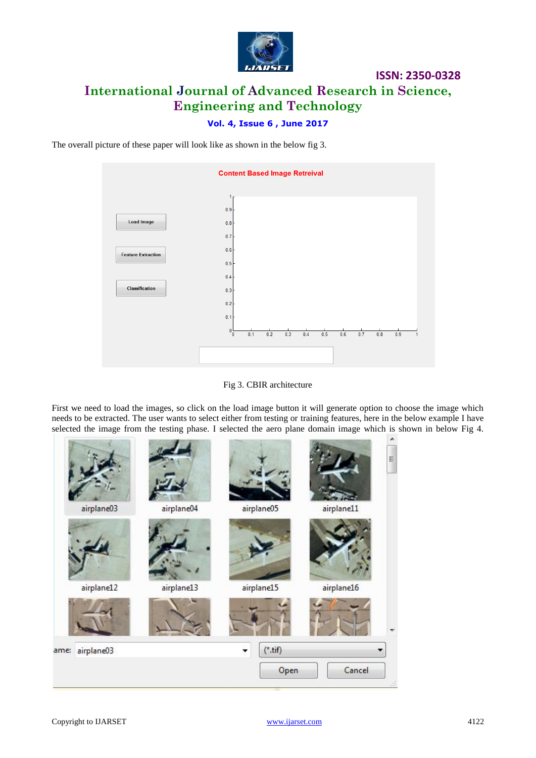The overall picture of these paper will look like as shown in the below fig 3.

Fig 3. CBIR architecture

First we need to load the images, so click on the load image button it will generate option to choose the image which needs to be extracted. The user wants to select either from testing or training features, here in the below example I have selected the image from the testing phase. I selected the aero plane domain image which is shown in below Fig 4.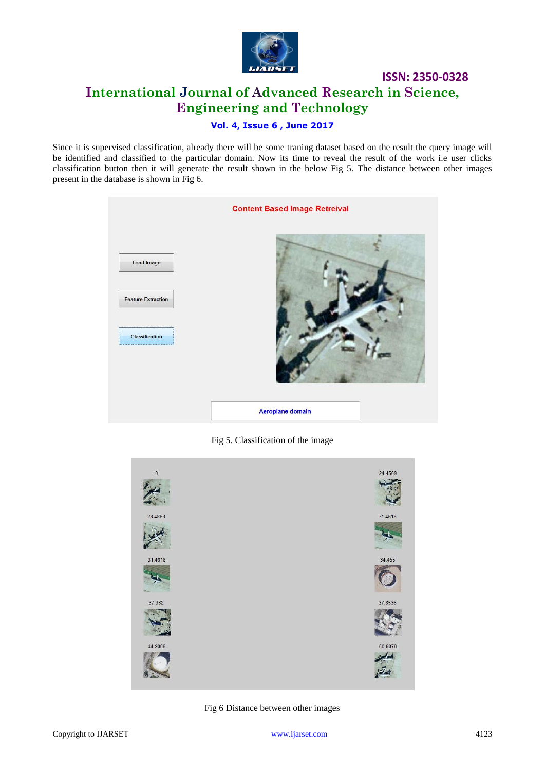Since it is supervised classification, already there will be some traning dataset based on the result the query image will be identified and classified to the particular domain. Now its time to reveal the result of the work i.e user clicks classification button then it will generate the result shown in the below Fig 5. The distance between other images present in the database is shown in Fig 6.

Fig 5. Classification of the image

Fig 6 Distance between other images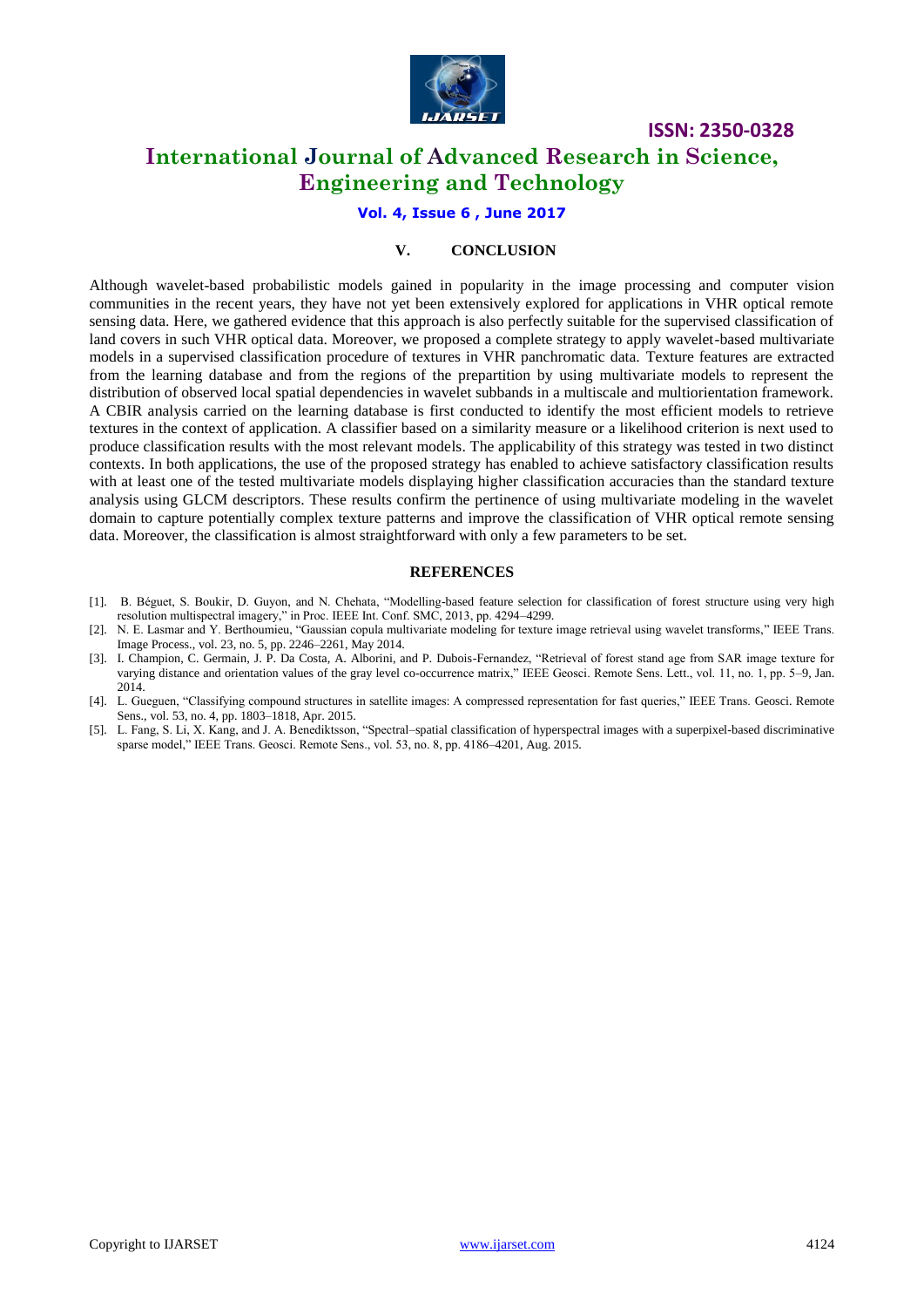## V. CONCLUSION

Although wavelet-based probabilistic models gained in popularity in the image processing and computer vision communities in the recent years, they have not yet been extensively explored for applications in VHR optical remote sensing data. Here, we gathered evidence that this approach is also perfectly suitable for the supervised classification of land covers in such VHR optical data. Moreover, we proposed a complete strategy to apply wavelet-based multivariate models in a supervised classification procedure of textures in VHR panchromatic data. Texture features are extracted from the learning database and from the regions of the prepartition by using multivariate models to represent the distribution of observed local spatial dependencies in wavelet subbands in a multiscale and multiorientation framework. A CBIR analysis carried on the learning database is first conducted to identify the most efficient models to retrieve textures in the context of application. A classifier based on a similarity measure or a likelihood criterion is next used to produce classification results with the most relevant models. The applicability of this strategy was tested in two distinct contexts. In both applications, the use of the proposed strategy has enabled to achieve satisfactory classification results with at least one of the tested multivariate models displaying higher classification accuracies than the standard texture analysis using GLCM descriptors. These results confirm the pertinence of using multivariate modeling in the wavelet domain to capture potentially complex texture patterns and improve the classification of VHR optical remote sensing data. Moreover, the classification is almost straightforward with only a few parameters to be set.

## REFERENCES

[1]. B. Béguet, S. Boukir, D. Guyon, and N. Chehata, "Modelling-based feature selection for classification of forest structure using very high resolution multispectral imagery," in Proc. IEEE Int. Conf. SMC, 2013, pp. 4294–4299.

[2]. N. E. Lasmar and Y. Berthoumieu, "Gaussian copula multivariate modeling for texture image retrieval using wavelet transforms," IEEE Trans. Image Process., vol. 23, no. 5, pp. 2246–2261, May 2014.

[3]. I. Champion, C. Germain, J. P. Da Costa, A. Alborini, and P. Dubois-Fernandez, "Retrieval of forest stand age from SAR image texture for varying distance and orientation values of the gray level co-occurrence matrix," IEEE Geosci. Remote Sens. Lett., vol. 11, no. 1, pp. 5–9, Jan. 2014.

[4]. L. Gueguen, "Classifying compound structures in satellite images: A compressed representation for fast queries," IEEE Trans. Geosci. Remote Sens., vol. 53, no. 4, pp. 1803–1818, Apr. 2015.

[5]. L. Fang, S. Li, X. Kang, and J. A. Benediktsson, "Spectral–spatial classification of hyperspectral images with a superpixel-based discriminative sparse model," IEEE Trans. Geosci. Remote Sens., vol. 53, no. 8, pp. 4186–4201, Aug. 2015.